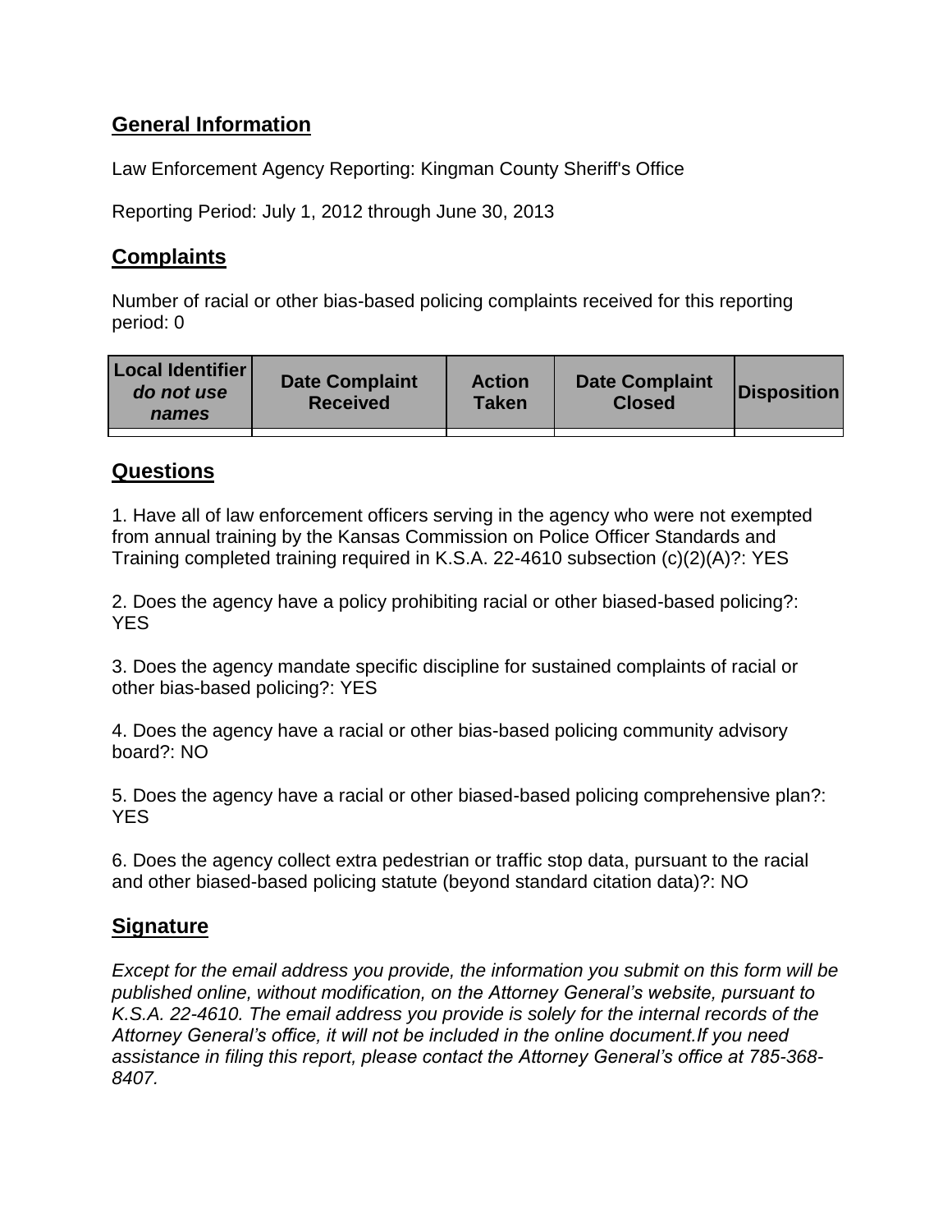## General Information

Law Enforcement Agency Reporting: Kingman County Sheriff's Office

Reporting Period: July 1, 2012 through June 30, 2013

## Complaints

Number of racial or other bias-based policing complaints received for this reporting period: 0

| Local Identifier *do not use names* | Date Complaint Received | Action Taken | Date Complaint Closed | Disposition |
|---|---|---|---|---|
| | | | | |

## Questions

1. Have all of law enforcement officers serving in the agency who were not exempted from annual training by the Kansas Commission on Police Officer Standards and Training completed training required in K.S.A. 22-4610 subsection (c)(2)(A)?: YES

2. Does the agency have a policy prohibiting racial or other biased-based policing?: YES

3. Does the agency mandate specific discipline for sustained complaints of racial or other bias-based policing?: YES

4. Does the agency have a racial or other bias-based policing community advisory board?: NO

5. Does the agency have a racial or other biased-based policing comprehensive plan?: YES

6. Does the agency collect extra pedestrian or traffic stop data, pursuant to the racial and other biased-based policing statute (beyond standard citation data)?: NO

## Signature

*Except for the email address you provide, the information you submit on this form will be published online, without modification, on the Attorney General's website, pursuant to K.S.A. 22-4610. The email address you provide is solely for the internal records of the Attorney General's office, it will not be included in the online document.If you need assistance in filing this report, please contact the Attorney General's office at 785-368-8407.*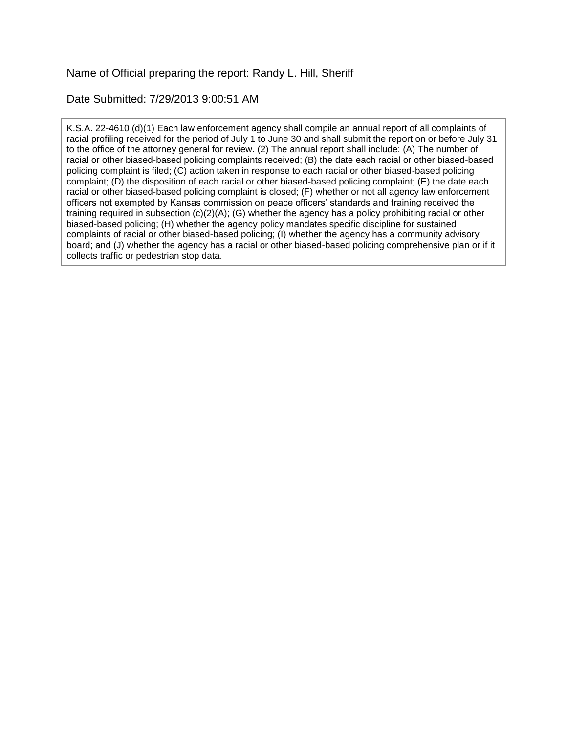Name of Official preparing the report: Randy L. Hill, Sheriff

Date Submitted: 7/29/2013 9:00:51 AM

> K.S.A. 22-4610 (d)(1) Each law enforcement agency shall compile an annual report of all complaints of racial profiling received for the period of July 1 to June 30 and shall submit the report on or before July 31 to the office of the attorney general for review. (2) The annual report shall include: (A) The number of racial or other biased-based policing complaints received; (B) the date each racial or other biased-based policing complaint is filed; (C) action taken in response to each racial or other biased-based policing complaint; (D) the disposition of each racial or other biased-based policing complaint; (E) the date each racial or other biased-based policing complaint is closed; (F) whether or not all agency law enforcement officers not exempted by Kansas commission on peace officers' standards and training received the training required in subsection (c)(2)(A); (G) whether the agency has a policy prohibiting racial or other biased-based policing; (H) whether the agency policy mandates specific discipline for sustained complaints of racial or other biased-based policing; (I) whether the agency has a community advisory board; and (J) whether the agency has a racial or other biased-based policing comprehensive plan or if it collects traffic or pedestrian stop data.